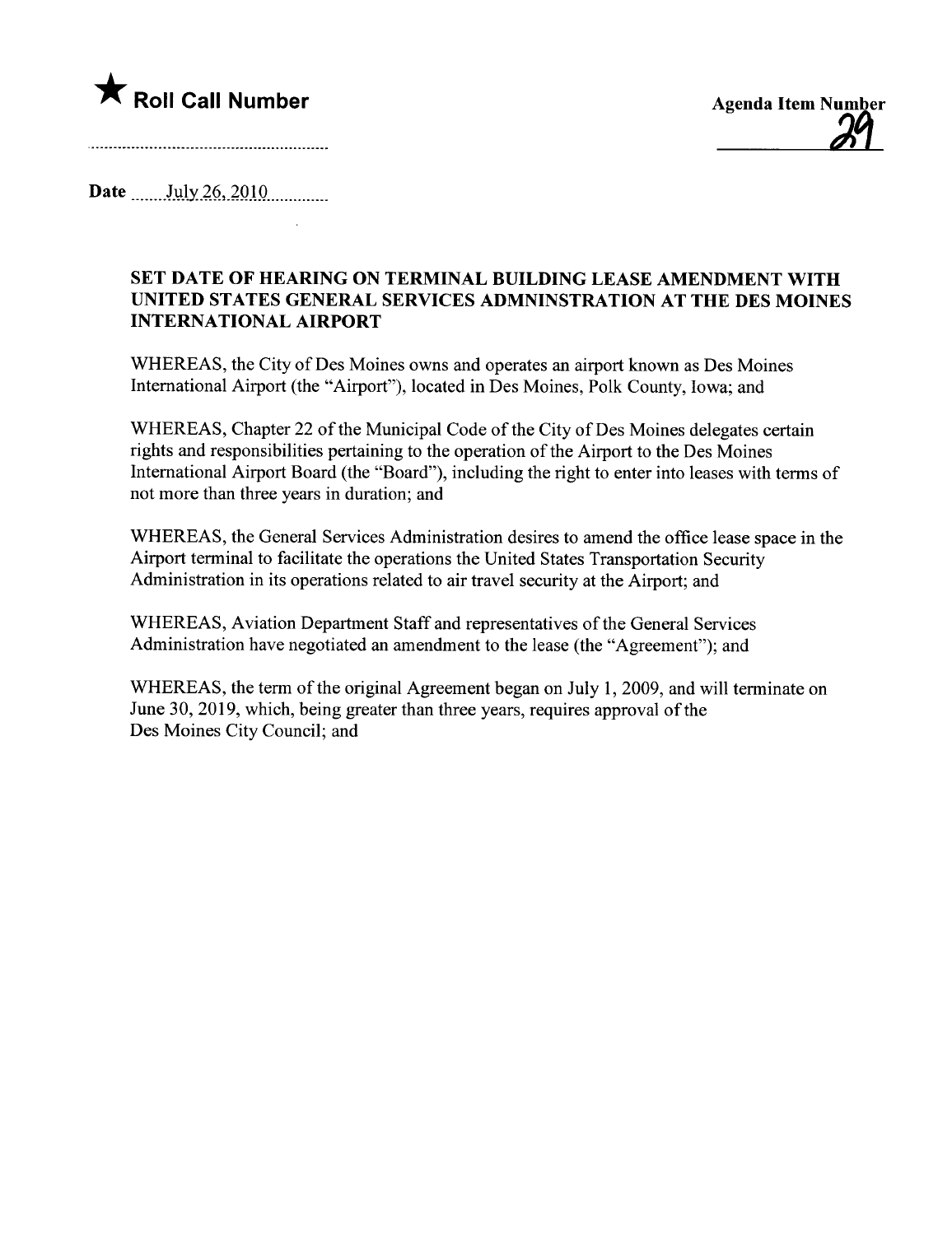★ **Roll Call Number**

**Agenda Item Number**

**29**

**Date** July 26, 2010

**SET DATE OF HEARING ON TERMINAL BUILDING LEASE AMENDMENT WITH UNITED STATES GENERAL SERVICES ADMNINSTRATION AT THE DES MOINES INTERNATIONAL AIRPORT**

WHEREAS, the City of Des Moines owns and operates an airport known as Des Moines International Airport (the "Airport"), located in Des Moines, Polk County, Iowa; and

WHEREAS, Chapter 22 of the Municipal Code of the City of Des Moines delegates certain rights and responsibilities pertaining to the operation of the Airport to the Des Moines International Airport Board (the "Board"), including the right to enter into leases with terms of not more than three years in duration; and

WHEREAS, the General Services Administration desires to amend the office lease space in the Airport terminal to facilitate the operations the United States Transportation Security Administration in its operations related to air travel security at the Airport; and

WHEREAS, Aviation Department Staff and representatives of the General Services Administration have negotiated an amendment to the lease (the "Agreement"); and

WHEREAS, the term of the original Agreement began on July 1, 2009, and will terminate on June 30, 2019, which, being greater than three years, requires approval of the Des Moines City Council; and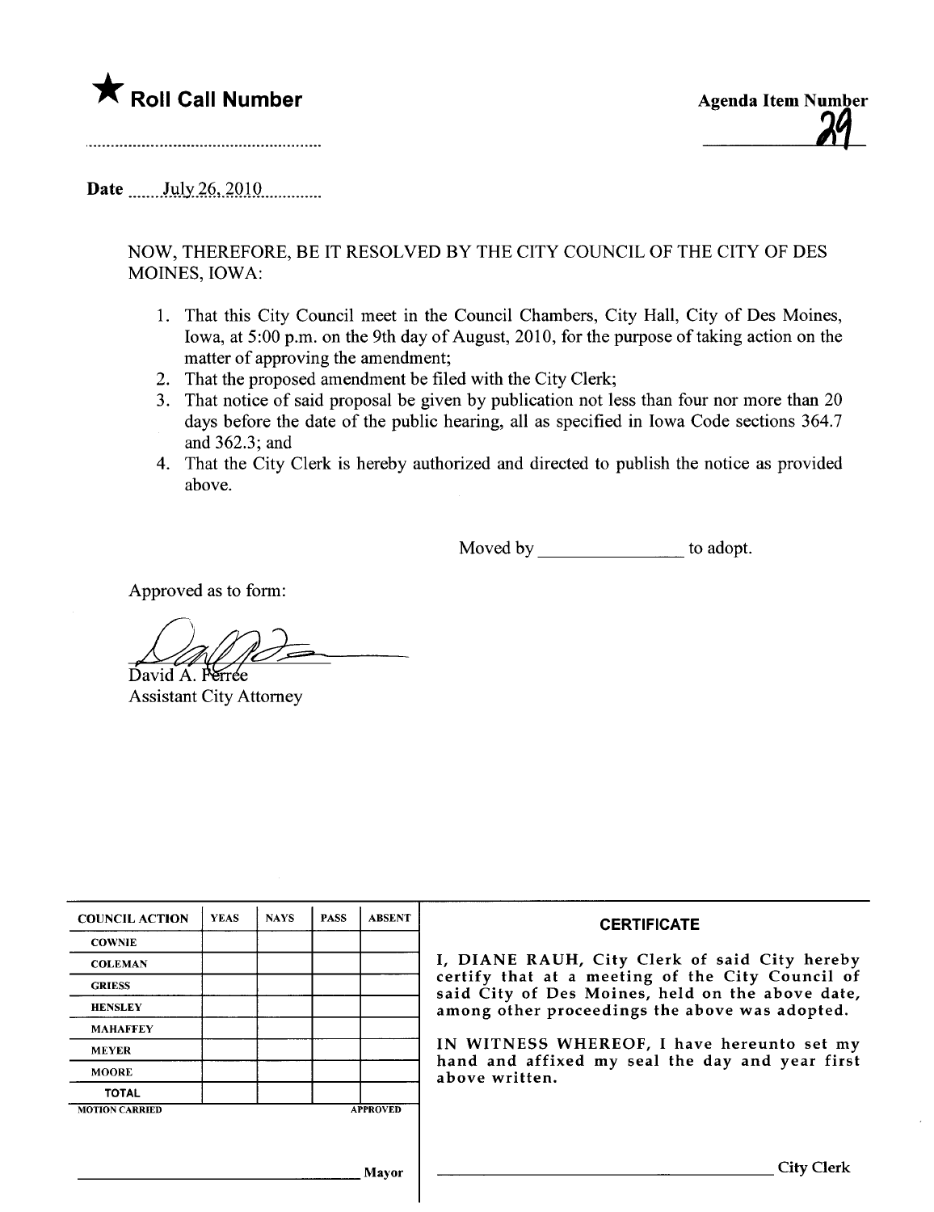★ **Roll Call Number**

**Agenda Item Number**

29

Date ......July 26, 2010............

NOW, THEREFORE, BE IT RESOLVED BY THE CITY COUNCIL OF THE CITY OF DES MOINES, IOWA:

1. That this City Council meet in the Council Chambers, City Hall, City of Des Moines, Iowa, at 5:00 p.m. on the 9th day of August, 2010, for the purpose of taking action on the matter of approving the amendment;
2. That the proposed amendment be filed with the City Clerk;
3. That notice of said proposal be given by publication not less than four nor more than 20 days before the date of the public hearing, all as specified in Iowa Code sections 364.7 and 362.3; and
4. That the City Clerk is hereby authorized and directed to publish the notice as provided above.

Moved by _______________ to adopt.

Approved as to form:

David A. Ferree
Assistant City Attorney

| COUNCIL ACTION | YEAS | NAYS | PASS | ABSENT |
|---|---|---|---|---|
| COWNIE | | | | |
| COLEMAN | | | | |
| GRIESS | | | | |
| HENSLEY | | | | |
| MAHAFFEY | | | | |
| MEYER | | | | |
| MOORE | | | | |
| TOTAL | | | | |

MOTION CARRIED APPROVED

_______________________________ Mayor

**CERTIFICATE**

I, DIANE RAUH, City Clerk of said City hereby certify that at a meeting of the City Council of said City of Des Moines, held on the above date, among other proceedings the above was adopted.

IN WITNESS WHEREOF, I have hereunto set my hand and affixed my seal the day and year first above written.

_______________________________ City Clerk